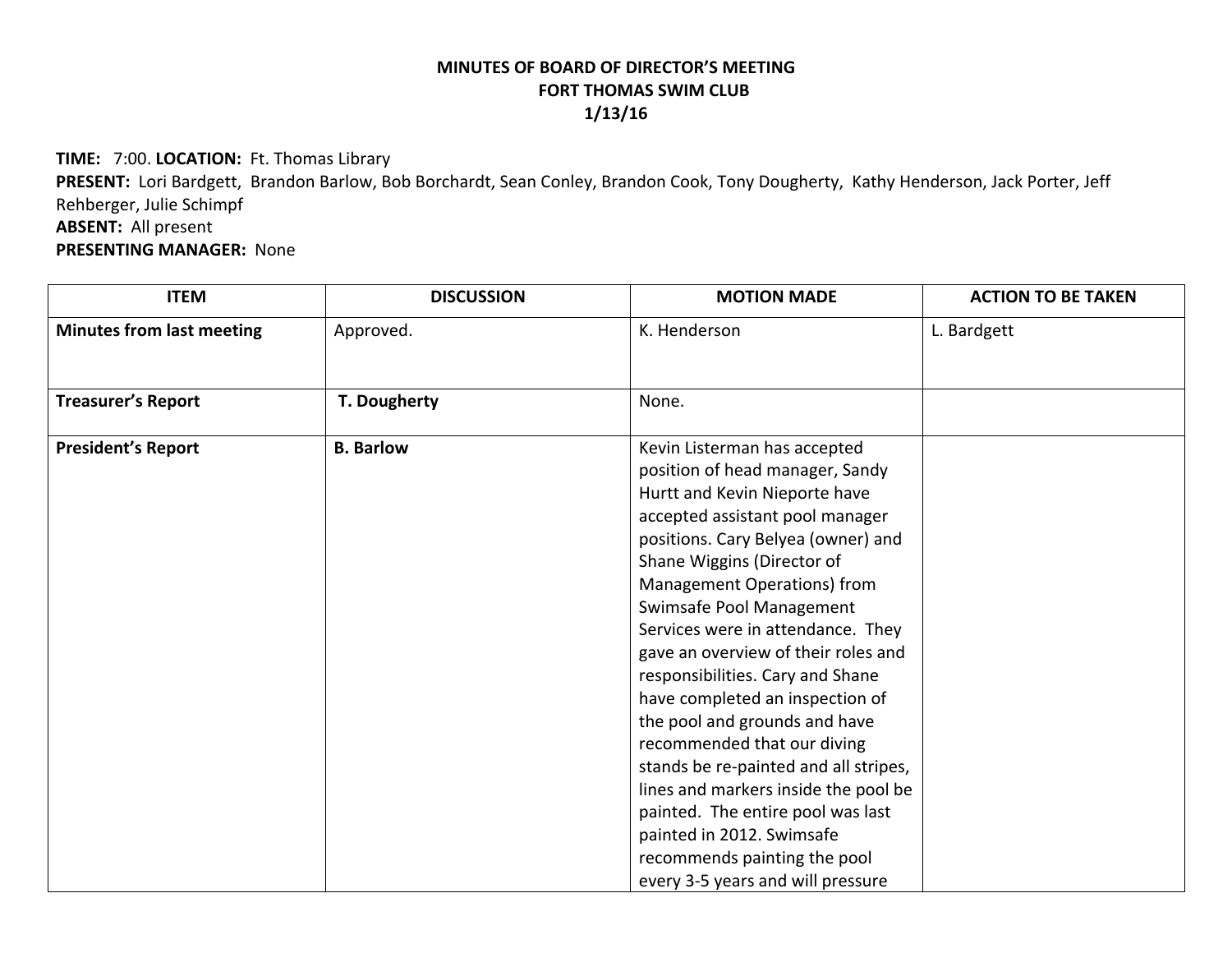**MINUTES OF BOARD OF DIRECTOR'S MEETING**
**FORT THOMAS SWIM CLUB**
**1/13/16**

**TIME:** 7:00. **LOCATION:** Ft. Thomas Library
**PRESENT:** Lori Bardgett, Brandon Barlow, Bob Borchardt, Sean Conley, Brandon Cook, Tony Dougherty, Kathy Henderson, Jack Porter, Jeff Rehberger, Julie Schimpf
**ABSENT:** All present
**PRESENTING MANAGER:** None

| ITEM | DISCUSSION | MOTION MADE | ACTION TO BE TAKEN |
|---|---|---|---|
| **Minutes from last meeting** | Approved. | K. Henderson | L. Bardgett |
| **Treasurer's Report** | **T. Dougherty** | None. | |
| **President's Report** | **B. Barlow** | Kevin Listerman has accepted position of head manager, Sandy Hurtt and Kevin Nieporte have accepted assistant pool manager positions. Cary Belyea (owner) and Shane Wiggins (Director of Management Operations) from Swimsafe Pool Management Services were in attendance. They gave an overview of their roles and responsibilities. Cary and Shane have completed an inspection of the pool and grounds and have recommended that our diving stands be re-painted and all stripes, lines and markers inside the pool be painted. The entire pool was last painted in 2012. Swimsafe recommends painting the pool every 3-5 years and will pressure | |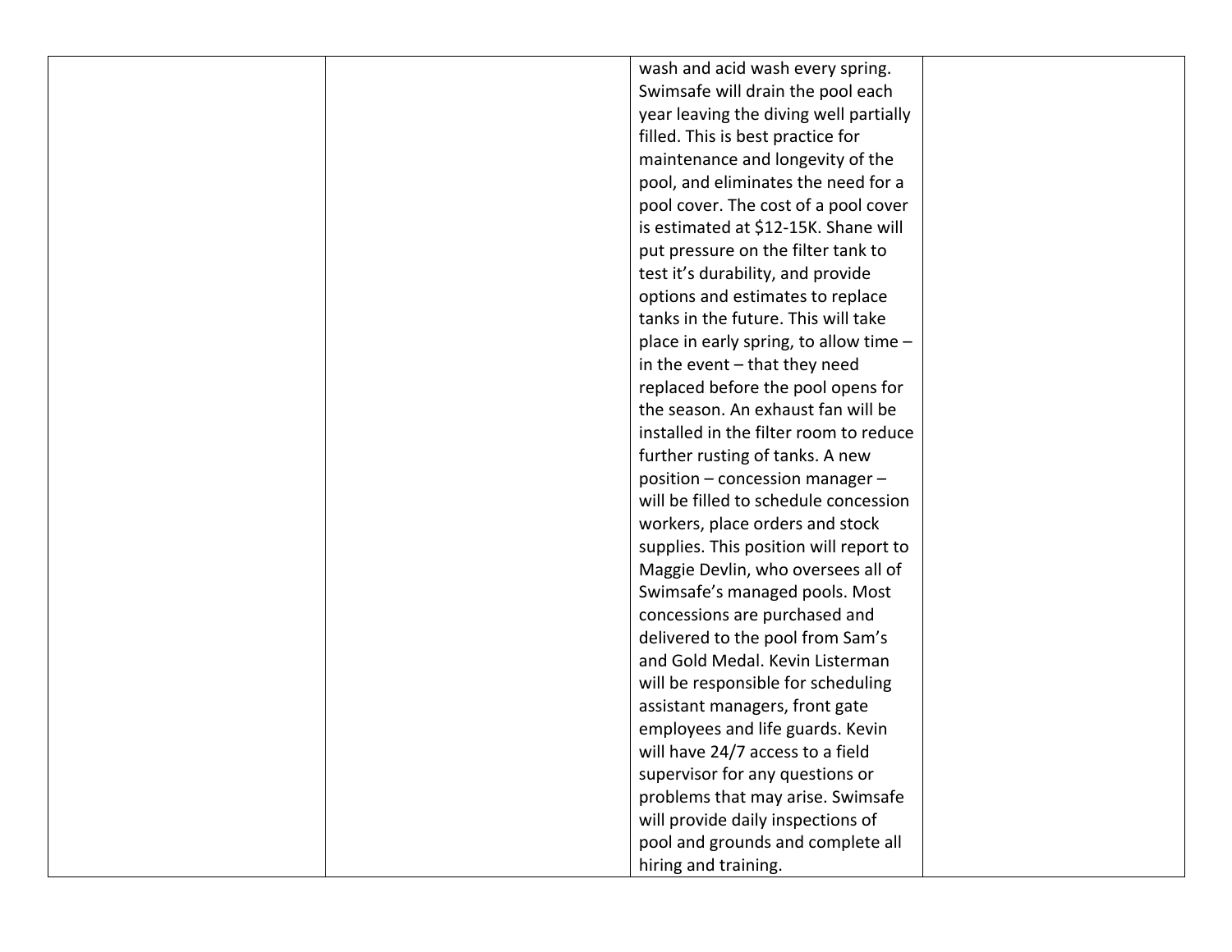|  |  |  |  |
|---|---|---|---|
|  |  | wash and acid wash every spring. Swimsafe will drain the pool each year leaving the diving well partially filled. This is best practice for maintenance and longevity of the pool, and eliminates the need for a pool cover. The cost of a pool cover is estimated at $12-15K. Shane will put pressure on the filter tank to test it's durability, and provide options and estimates to replace tanks in the future. This will take place in early spring, to allow time – in the event – that they need replaced before the pool opens for the season. An exhaust fan will be installed in the filter room to reduce further rusting of tanks. A new position – concession manager – will be filled to schedule concession workers, place orders and stock supplies. This position will report to Maggie Devlin, who oversees all of Swimsafe's managed pools. Most concessions are purchased and delivered to the pool from Sam's and Gold Medal. Kevin Listerman will be responsible for scheduling assistant managers, front gate employees and life guards. Kevin will have 24/7 access to a field supervisor for any questions or problems that may arise. Swimsafe will provide daily inspections of pool and grounds and complete all hiring and training. |  |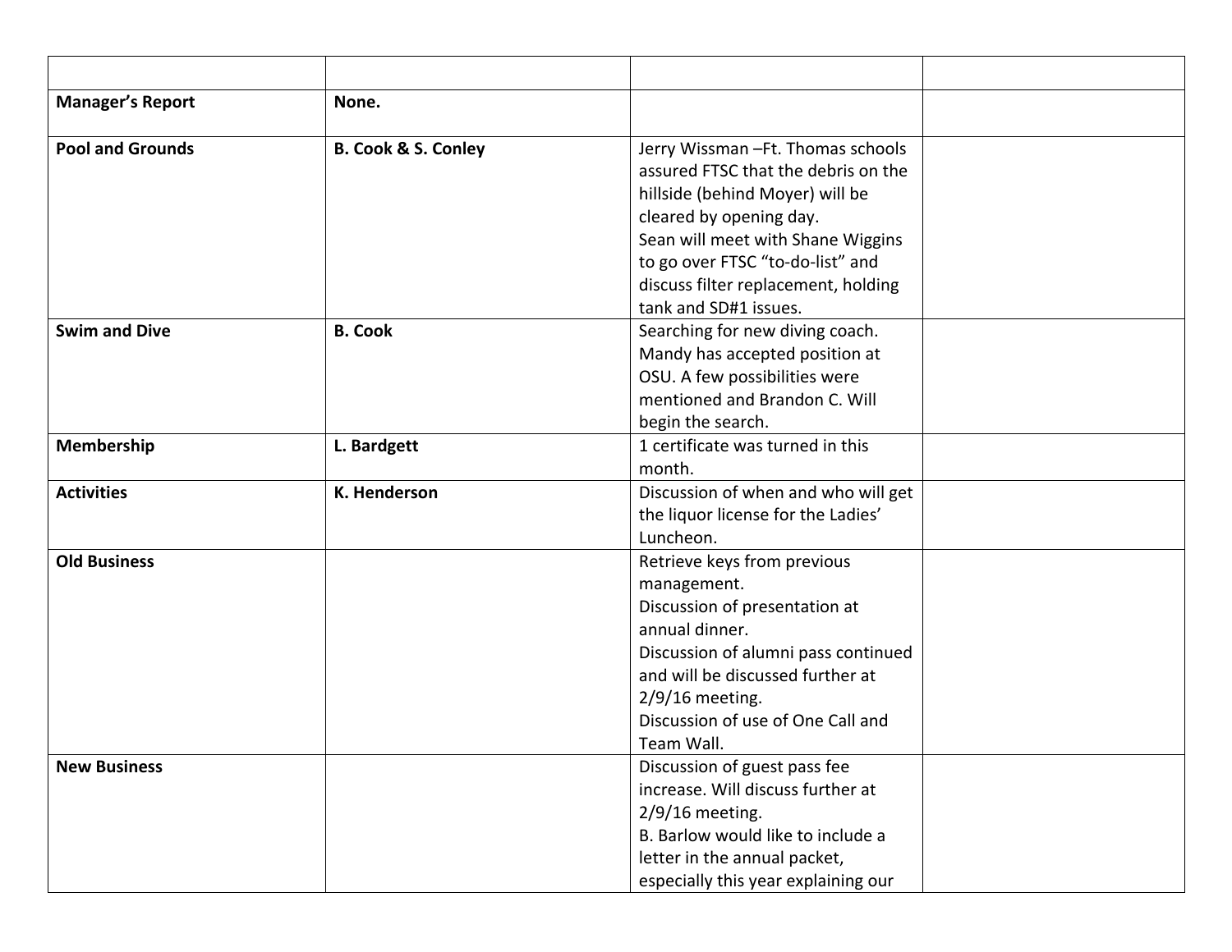| | | | |
|---|---|---|---|
| **Manager's Report** | **None.** | | |
| **Pool and Grounds** | **B. Cook & S. Conley** | Jerry Wissman –Ft. Thomas schools assured FTSC that the debris on the hillside (behind Moyer) will be cleared by opening day.<br>Sean will meet with Shane Wiggins to go over FTSC "to-do-list" and discuss filter replacement, holding tank and SD#1 issues. | |
| **Swim and Dive** | **B. Cook** | Searching for new diving coach. Mandy has accepted position at OSU. A few possibilities were mentioned and Brandon C. Will begin the search. | |
| **Membership** | **L. Bardgett** | 1 certificate was turned in this month. | |
| **Activities** | **K. Henderson** | Discussion of when and who will get the liquor license for the Ladies' Luncheon. | |
| **Old Business** | | Retrieve keys from previous management.<br>Discussion of presentation at annual dinner.<br>Discussion of alumni pass continued and will be discussed further at 2/9/16 meeting.<br>Discussion of use of One Call and Team Wall. | |
| **New Business** | | Discussion of guest pass fee increase. Will discuss further at 2/9/16 meeting.<br>B. Barlow would like to include a letter in the annual packet, especially this year explaining our | |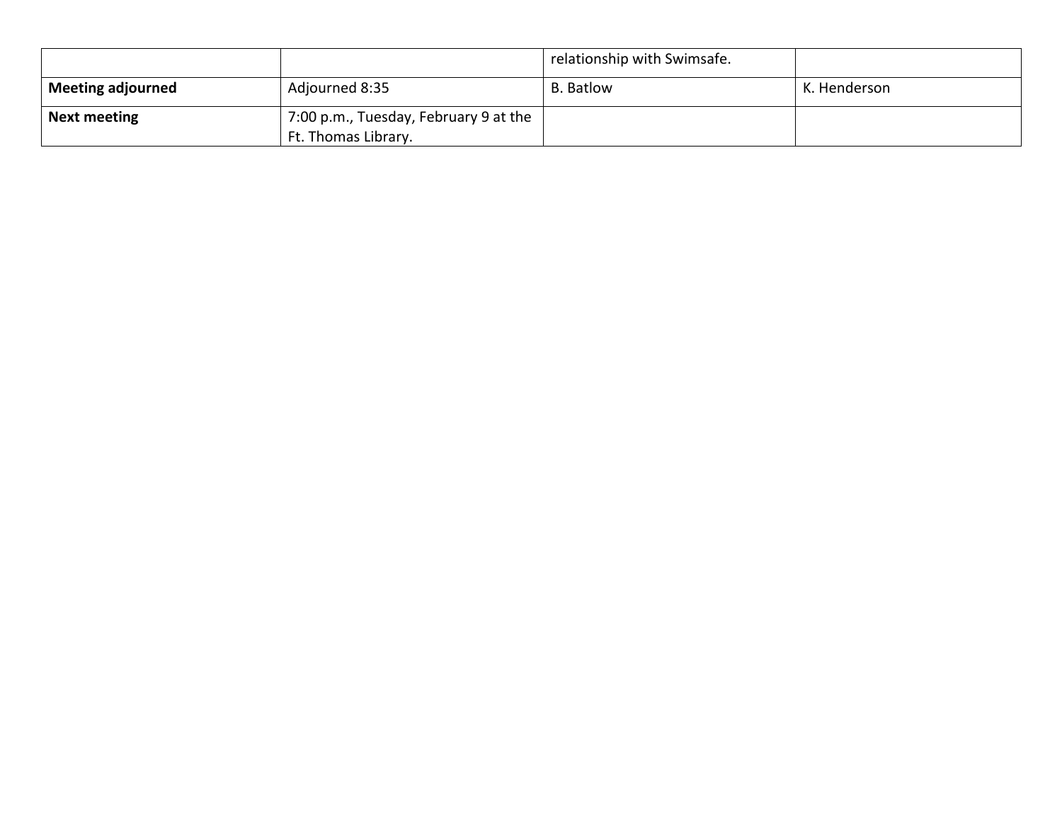| | | | |
|---|---|---|---|
| | | relationship with Swimsafe. | |
| **Meeting adjourned** | Adjourned 8:35 | B. Batlow | K. Henderson |
| **Next meeting** | 7:00 p.m., Tuesday, February 9 at the Ft. Thomas Library. | | |